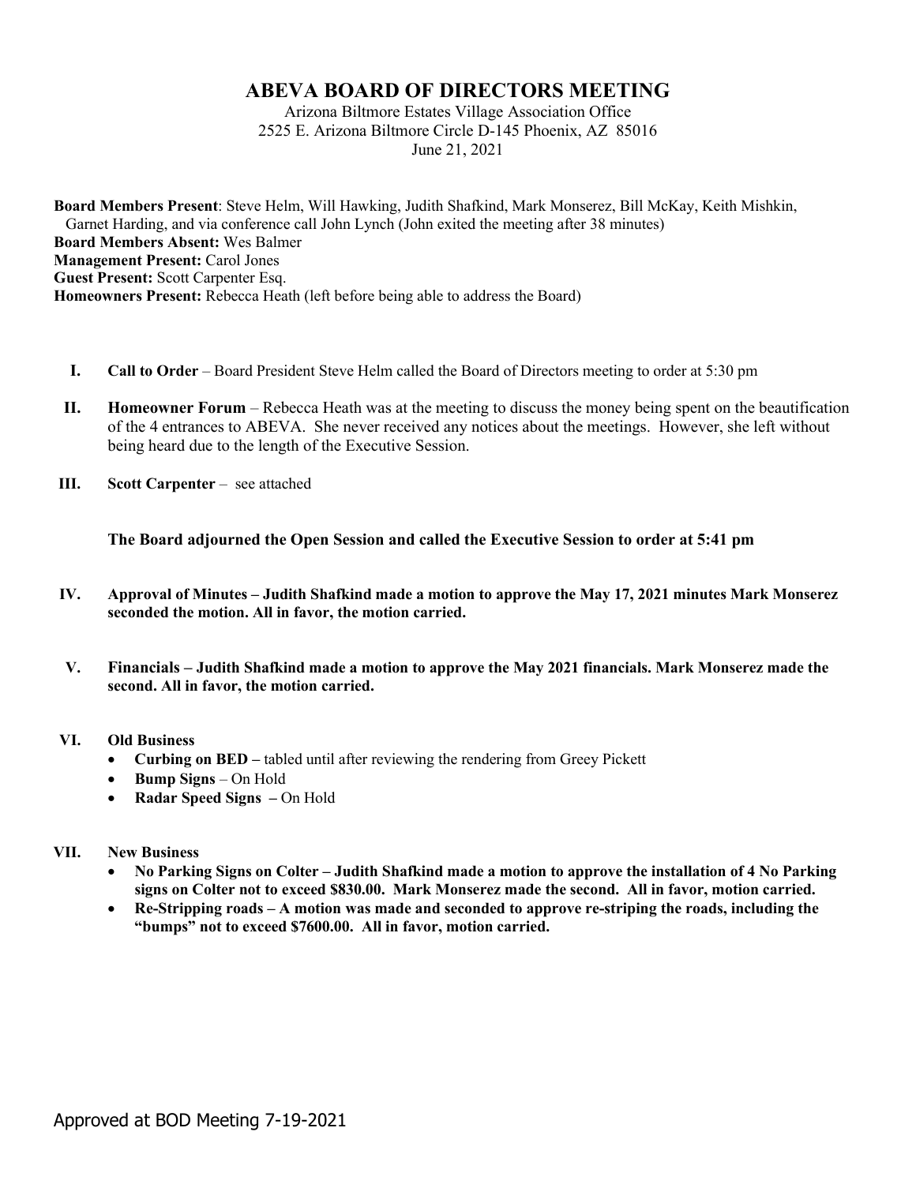# ABEVA BOARD OF DIRECTORS MEETING

Arizona Biltmore Estates Village Association Office
2525 E. Arizona Biltmore Circle D-145 Phoenix, AZ 85016
June 21, 2021

**Board Members Present**: Steve Helm, Will Hawking, Judith Shafkind, Mark Monserez, Bill McKay, Keith Mishkin, Garnet Harding, and via conference call John Lynch (John exited the meeting after 38 minutes)
**Board Members Absent:** Wes Balmer
**Management Present:** Carol Jones
**Guest Present:** Scott Carpenter Esq.
**Homeowners Present:** Rebecca Heath (left before being able to address the Board)

I. **Call to Order** – Board President Steve Helm called the Board of Directors meeting to order at 5:30 pm

II. **Homeowner Forum** – Rebecca Heath was at the meeting to discuss the money being spent on the beautification of the 4 entrances to ABEVA. She never received any notices about the meetings. However, she left without being heard due to the length of the Executive Session.

III. **Scott Carpenter** – see attached

**The Board adjourned the Open Session and called the Executive Session to order at 5:41 pm**

IV. **Approval of Minutes – Judith Shafkind made a motion to approve the May 17, 2021 minutes Mark Monserez seconded the motion. All in favor, the motion carried.**

V. **Financials – Judith Shafkind made a motion to approve the May 2021 financials. Mark Monserez made the second. All in favor, the motion carried.**

VI. **Old Business**
- **Curbing on BED –** tabled until after reviewing the rendering from Greey Pickett
- **Bump Signs** – On Hold
- **Radar Speed Signs –** On Hold

VII. **New Business**
- **No Parking Signs on Colter – Judith Shafkind made a motion to approve the installation of 4 No Parking signs on Colter not to exceed $830.00. Mark Monserez made the second. All in favor, motion carried.**
- **Re-Stripping roads – A motion was made and seconded to approve re-striping the roads, including the "bumps" not to exceed $7600.00. All in favor, motion carried.**

Approved at BOD Meeting 7-19-2021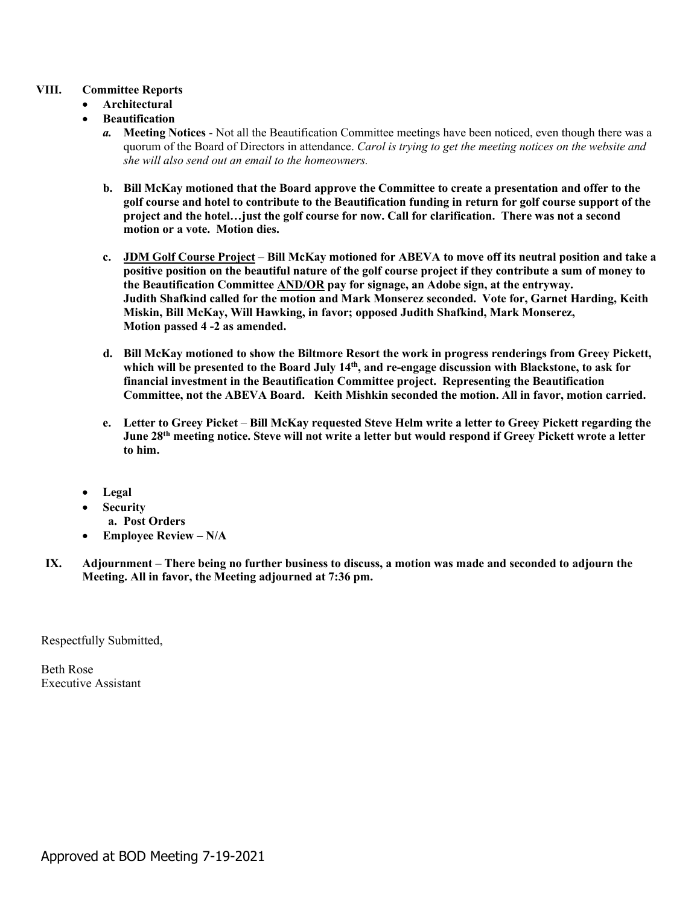**VIII. Committee Reports**

- **Architectural**
- **Beautification**
  - ***a.*** **Meeting Notices** - Not all the Beautification Committee meetings have been noticed, even though there was a quorum of the Board of Directors in attendance. *Carol is trying to get the meeting notices on the website and she will also send out an email to the homeowners.*
  - **b. Bill McKay motioned that the Board approve the Committee to create a presentation and offer to the golf course and hotel to contribute to the Beautification funding in return for golf course support of the project and the hotel…just the golf course for now. Call for clarification. There was not a second motion or a vote. Motion dies.**
  - **c. <u>JDM Golf Course Project</u> – Bill McKay motioned for ABEVA to move off its neutral position and take a positive position on the beautiful nature of the golf course project if they contribute a sum of money to the Beautification Committee <u>AND/OR</u> pay for signage, an Adobe sign, at the entryway. Judith Shafkind called for the motion and Mark Monserez seconded. Vote for, Garnet Harding, Keith Miskin, Bill McKay, Will Hawking, in favor; opposed Judith Shafkind, Mark Monserez, Motion passed 4 -2 as amended.**
  - **d. Bill McKay motioned to show the Biltmore Resort the work in progress renderings from Greey Pickett, which will be presented to the Board July 14th, and re-engage discussion with Blackstone, to ask for financial investment in the Beautification Committee project. Representing the Beautification Committee, not the ABEVA Board. Keith Mishkin seconded the motion. All in favor, motion carried.**
  - **e. Letter to Greey Picket** – **Bill McKay requested Steve Helm write a letter to Greey Pickett regarding the June 28th meeting notice. Steve will not write a letter but would respond if Greey Pickett wrote a letter to him.**
- **Legal**
- **Security**
  - **a. Post Orders**
- **Employee Review – N/A**

**IX. Adjournment** – **There being no further business to discuss, a motion was made and seconded to adjourn the Meeting. All in favor, the Meeting adjourned at 7:36 pm.**

Respectfully Submitted,

Beth Rose
Executive Assistant

Approved at BOD Meeting 7-19-2021